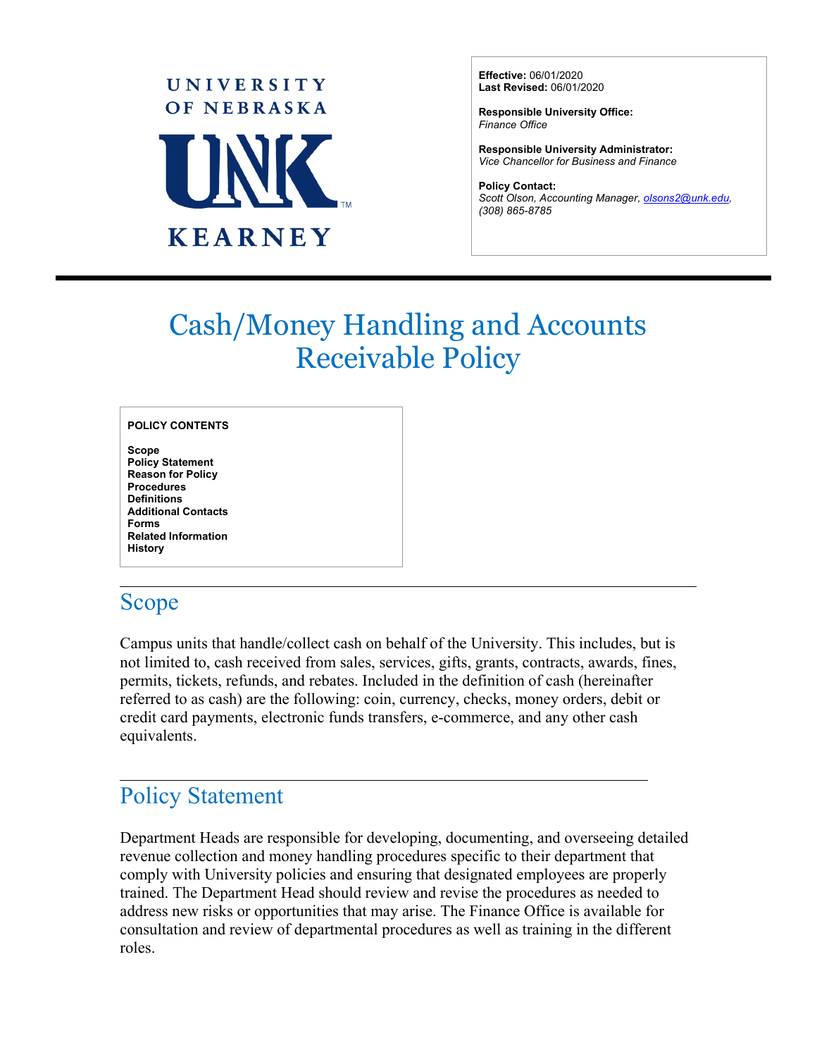UNIVERSITY OF NEBRASKA

UNK

KEARNEY

**Effective:** 06/01/2020
**Last Revised:** 06/01/2020

**Responsible University Office:**
*Finance Office*

**Responsible University Administrator:**
*Vice Chancellor for Business and Finance*

**Policy Contact:**
*Scott Olson, Accounting Manager, olsons2@unk.edu, (308) 865-8785*

# Cash/Money Handling and Accounts Receivable Policy

**POLICY CONTENTS**

**Scope**
**Policy Statement**
**Reason for Policy**
**Procedures**
**Definitions**
**Additional Contacts**
**Forms**
**Related Information**
**History**

## Scope

Campus units that handle/collect cash on behalf of the University. This includes, but is not limited to, cash received from sales, services, gifts, grants, contracts, awards, fines, permits, tickets, refunds, and rebates. Included in the definition of cash (hereinafter referred to as cash) are the following: coin, currency, checks, money orders, debit or credit card payments, electronic funds transfers, e-commerce, and any other cash equivalents.

## Policy Statement

Department Heads are responsible for developing, documenting, and overseeing detailed revenue collection and money handling procedures specific to their department that comply with University policies and ensuring that designated employees are properly trained. The Department Head should review and revise the procedures as needed to address new risks or opportunities that may arise. The Finance Office is available for consultation and review of departmental procedures as well as training in the different roles.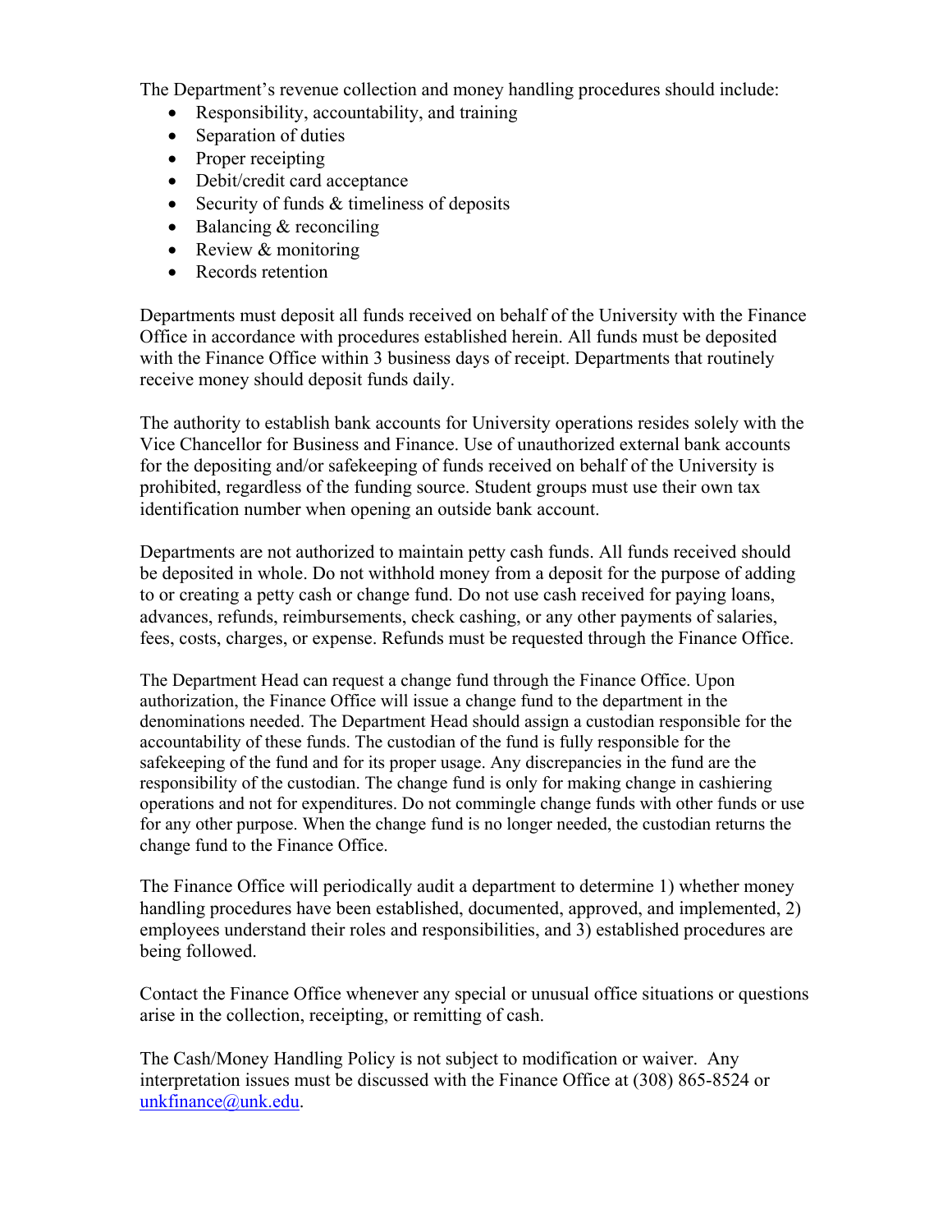The Department's revenue collection and money handling procedures should include:

- Responsibility, accountability, and training
- Separation of duties
- Proper receipting
- Debit/credit card acceptance
- Security of funds & timeliness of deposits
- Balancing & reconciling
- Review & monitoring
- Records retention

Departments must deposit all funds received on behalf of the University with the Finance Office in accordance with procedures established herein. All funds must be deposited with the Finance Office within 3 business days of receipt. Departments that routinely receive money should deposit funds daily.

The authority to establish bank accounts for University operations resides solely with the Vice Chancellor for Business and Finance. Use of unauthorized external bank accounts for the depositing and/or safekeeping of funds received on behalf of the University is prohibited, regardless of the funding source. Student groups must use their own tax identification number when opening an outside bank account.

Departments are not authorized to maintain petty cash funds. All funds received should be deposited in whole. Do not withhold money from a deposit for the purpose of adding to or creating a petty cash or change fund. Do not use cash received for paying loans, advances, refunds, reimbursements, check cashing, or any other payments of salaries, fees, costs, charges, or expense. Refunds must be requested through the Finance Office.

The Department Head can request a change fund through the Finance Office. Upon authorization, the Finance Office will issue a change fund to the department in the denominations needed. The Department Head should assign a custodian responsible for the accountability of these funds. The custodian of the fund is fully responsible for the safekeeping of the fund and for its proper usage. Any discrepancies in the fund are the responsibility of the custodian. The change fund is only for making change in cashiering operations and not for expenditures. Do not commingle change funds with other funds or use for any other purpose. When the change fund is no longer needed, the custodian returns the change fund to the Finance Office.

The Finance Office will periodically audit a department to determine 1) whether money handling procedures have been established, documented, approved, and implemented, 2) employees understand their roles and responsibilities, and 3) established procedures are being followed.

Contact the Finance Office whenever any special or unusual office situations or questions arise in the collection, receipting, or remitting of cash.

The Cash/Money Handling Policy is not subject to modification or waiver. Any interpretation issues must be discussed with the Finance Office at (308) 865-8524 or unkfinance@unk.edu.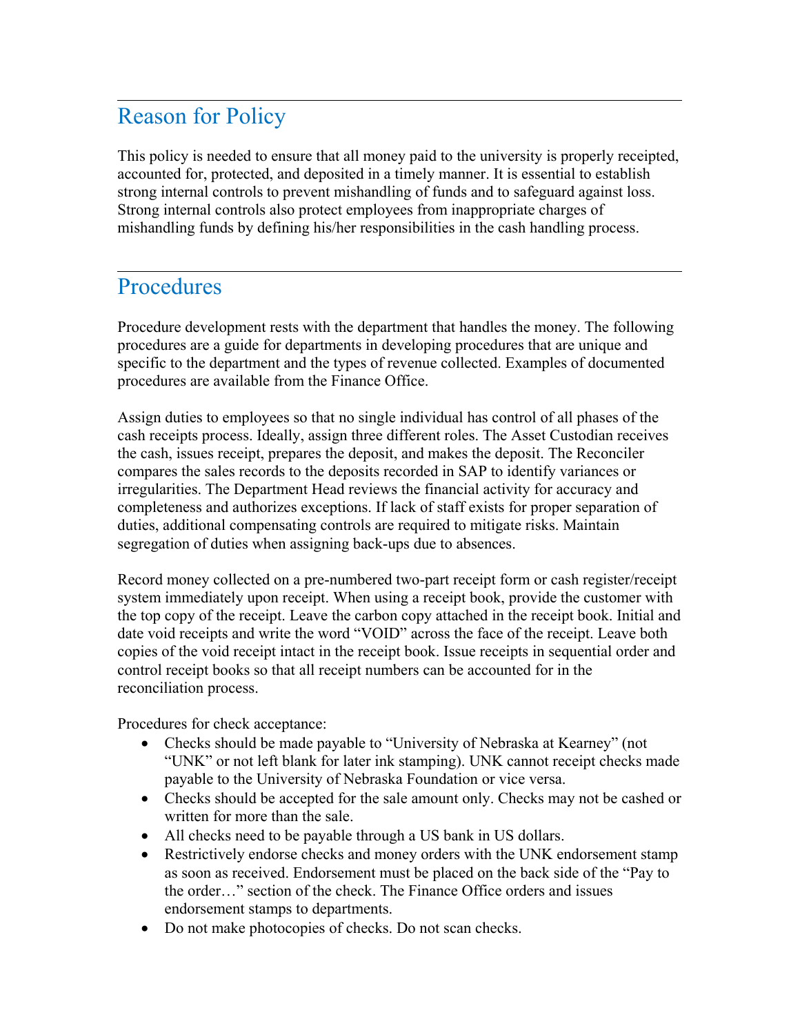## Reason for Policy

This policy is needed to ensure that all money paid to the university is properly receipted, accounted for, protected, and deposited in a timely manner. It is essential to establish strong internal controls to prevent mishandling of funds and to safeguard against loss. Strong internal controls also protect employees from inappropriate charges of mishandling funds by defining his/her responsibilities in the cash handling process.

## Procedures

Procedure development rests with the department that handles the money. The following procedures are a guide for departments in developing procedures that are unique and specific to the department and the types of revenue collected. Examples of documented procedures are available from the Finance Office.

Assign duties to employees so that no single individual has control of all phases of the cash receipts process. Ideally, assign three different roles. The Asset Custodian receives the cash, issues receipt, prepares the deposit, and makes the deposit. The Reconciler compares the sales records to the deposits recorded in SAP to identify variances or irregularities. The Department Head reviews the financial activity for accuracy and completeness and authorizes exceptions. If lack of staff exists for proper separation of duties, additional compensating controls are required to mitigate risks. Maintain segregation of duties when assigning back-ups due to absences.

Record money collected on a pre-numbered two-part receipt form or cash register/receipt system immediately upon receipt. When using a receipt book, provide the customer with the top copy of the receipt. Leave the carbon copy attached in the receipt book. Initial and date void receipts and write the word "VOID" across the face of the receipt. Leave both copies of the void receipt intact in the receipt book. Issue receipts in sequential order and control receipt books so that all receipt numbers can be accounted for in the reconciliation process.

Procedures for check acceptance:

- Checks should be made payable to "University of Nebraska at Kearney" (not "UNK" or not left blank for later ink stamping). UNK cannot receipt checks made payable to the University of Nebraska Foundation or vice versa.
- Checks should be accepted for the sale amount only. Checks may not be cashed or written for more than the sale.
- All checks need to be payable through a US bank in US dollars.
- Restrictively endorse checks and money orders with the UNK endorsement stamp as soon as received. Endorsement must be placed on the back side of the "Pay to the order…" section of the check. The Finance Office orders and issues endorsement stamps to departments.
- Do not make photocopies of checks. Do not scan checks.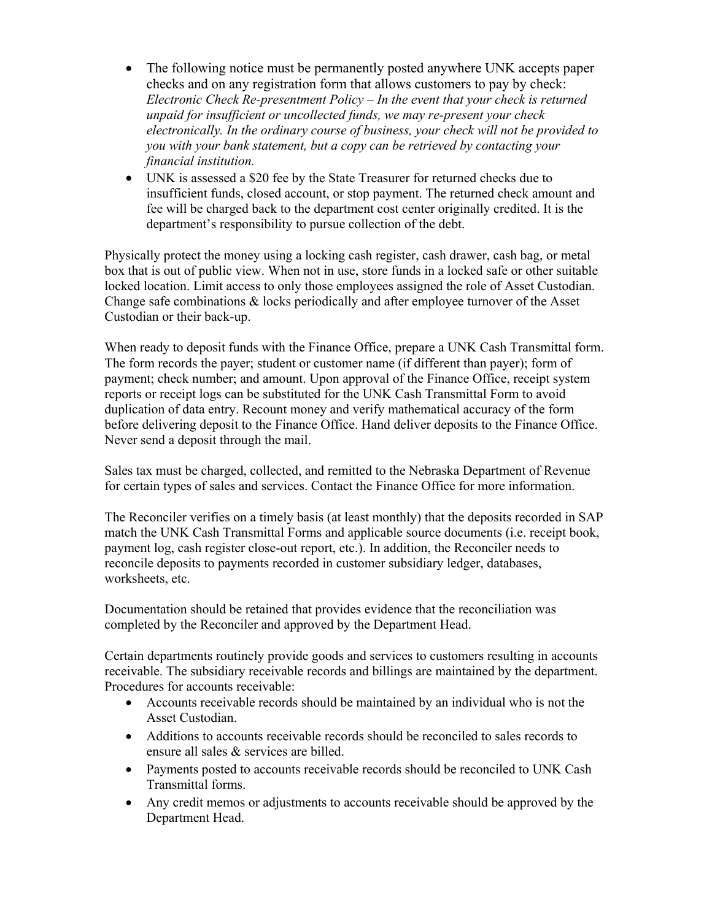- The following notice must be permanently posted anywhere UNK accepts paper checks and on any registration form that allows customers to pay by check: *Electronic Check Re-presentment Policy – In the event that your check is returned unpaid for insufficient or uncollected funds, we may re-present your check electronically. In the ordinary course of business, your check will not be provided to you with your bank statement, but a copy can be retrieved by contacting your financial institution.*
- UNK is assessed a $20 fee by the State Treasurer for returned checks due to insufficient funds, closed account, or stop payment. The returned check amount and fee will be charged back to the department cost center originally credited. It is the department's responsibility to pursue collection of the debt.

Physically protect the money using a locking cash register, cash drawer, cash bag, or metal box that is out of public view. When not in use, store funds in a locked safe or other suitable locked location. Limit access to only those employees assigned the role of Asset Custodian. Change safe combinations & locks periodically and after employee turnover of the Asset Custodian or their back-up.

When ready to deposit funds with the Finance Office, prepare a UNK Cash Transmittal form. The form records the payer; student or customer name (if different than payer); form of payment; check number; and amount. Upon approval of the Finance Office, receipt system reports or receipt logs can be substituted for the UNK Cash Transmittal Form to avoid duplication of data entry. Recount money and verify mathematical accuracy of the form before delivering deposit to the Finance Office. Hand deliver deposits to the Finance Office. Never send a deposit through the mail.

Sales tax must be charged, collected, and remitted to the Nebraska Department of Revenue for certain types of sales and services. Contact the Finance Office for more information.

The Reconciler verifies on a timely basis (at least monthly) that the deposits recorded in SAP match the UNK Cash Transmittal Forms and applicable source documents (i.e. receipt book, payment log, cash register close-out report, etc.). In addition, the Reconciler needs to reconcile deposits to payments recorded in customer subsidiary ledger, databases, worksheets, etc.

Documentation should be retained that provides evidence that the reconciliation was completed by the Reconciler and approved by the Department Head.

Certain departments routinely provide goods and services to customers resulting in accounts receivable. The subsidiary receivable records and billings are maintained by the department. Procedures for accounts receivable:

- Accounts receivable records should be maintained by an individual who is not the Asset Custodian.
- Additions to accounts receivable records should be reconciled to sales records to ensure all sales & services are billed.
- Payments posted to accounts receivable records should be reconciled to UNK Cash Transmittal forms.
- Any credit memos or adjustments to accounts receivable should be approved by the Department Head.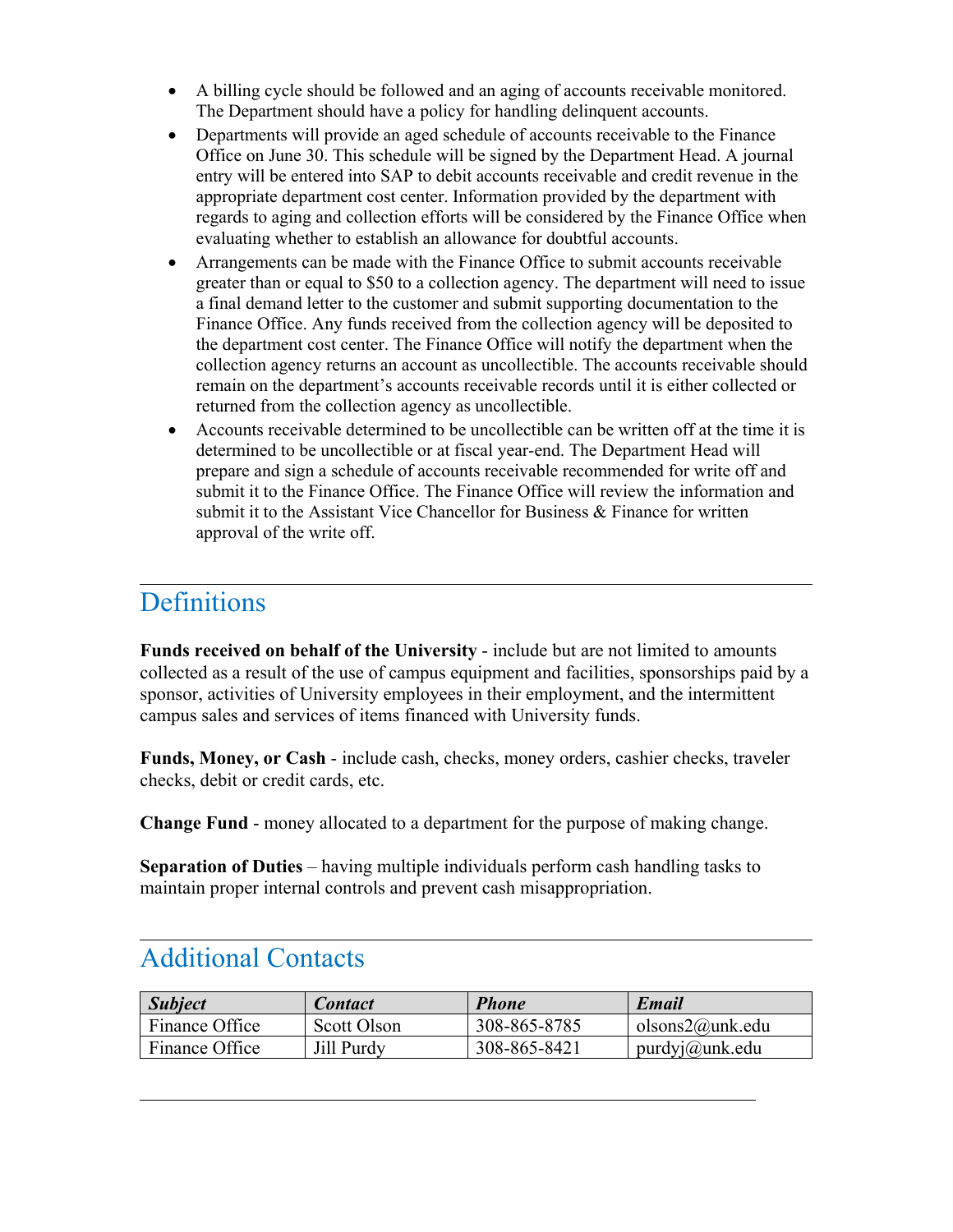- A billing cycle should be followed and an aging of accounts receivable monitored. The Department should have a policy for handling delinquent accounts.
- Departments will provide an aged schedule of accounts receivable to the Finance Office on June 30. This schedule will be signed by the Department Head. A journal entry will be entered into SAP to debit accounts receivable and credit revenue in the appropriate department cost center. Information provided by the department with regards to aging and collection efforts will be considered by the Finance Office when evaluating whether to establish an allowance for doubtful accounts.
- Arrangements can be made with the Finance Office to submit accounts receivable greater than or equal to $50 to a collection agency. The department will need to issue a final demand letter to the customer and submit supporting documentation to the Finance Office. Any funds received from the collection agency will be deposited to the department cost center. The Finance Office will notify the department when the collection agency returns an account as uncollectible. The accounts receivable should remain on the department's accounts receivable records until it is either collected or returned from the collection agency as uncollectible.
- Accounts receivable determined to be uncollectible can be written off at the time it is determined to be uncollectible or at fiscal year-end. The Department Head will prepare and sign a schedule of accounts receivable recommended for write off and submit it to the Finance Office. The Finance Office will review the information and submit it to the Assistant Vice Chancellor for Business & Finance for written approval of the write off.

## Definitions

**Funds received on behalf of the University** - include but are not limited to amounts collected as a result of the use of campus equipment and facilities, sponsorships paid by a sponsor, activities of University employees in their employment, and the intermittent campus sales and services of items financed with University funds.

**Funds, Money, or Cash** - include cash, checks, money orders, cashier checks, traveler checks, debit or credit cards, etc.

**Change Fund** - money allocated to a department for the purpose of making change.

**Separation of Duties** – having multiple individuals perform cash handling tasks to maintain proper internal controls and prevent cash misappropriation.

## Additional Contacts

| ***Subject*** | ***Contact*** | ***Phone*** | ***Email*** |
|---|---|---|---|
| Finance Office | Scott Olson | 308-865-8785 | olsons2@unk.edu |
| Finance Office | Jill Purdy | 308-865-8421 | purdyj@unk.edu |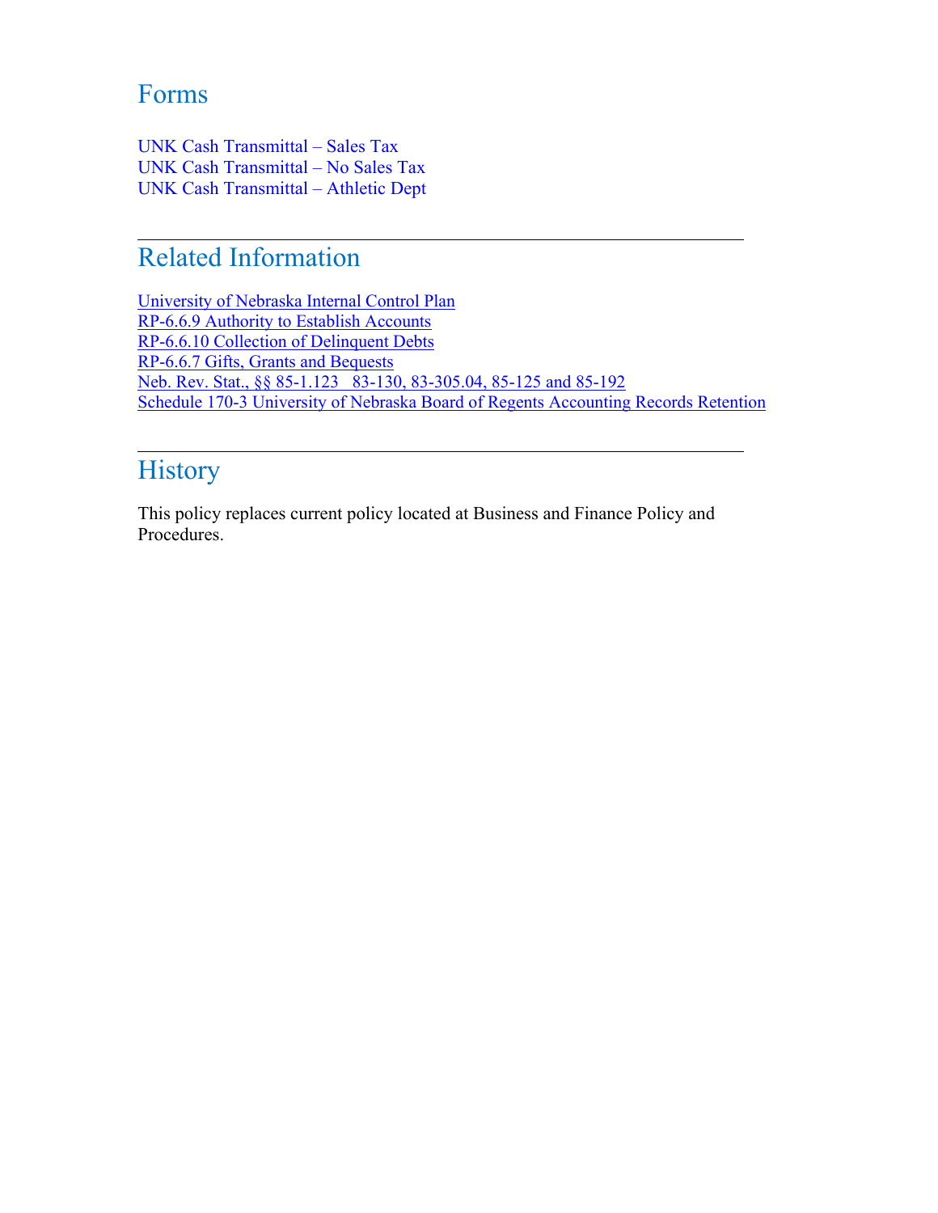## Forms

UNK Cash Transmittal – Sales Tax
UNK Cash Transmittal – No Sales Tax
UNK Cash Transmittal – Athletic Dept

---

## Related Information

University of Nebraska Internal Control Plan
RP-6.6.9 Authority to Establish Accounts
RP-6.6.10 Collection of Delinquent Debts
RP-6.6.7 Gifts, Grants and Bequests
Neb. Rev. Stat., §§ 85-1.123 83-130, 83-305.04, 85-125 and 85-192
Schedule 170-3 University of Nebraska Board of Regents Accounting Records Retention

---

## History

This policy replaces current policy located at Business and Finance Policy and Procedures.